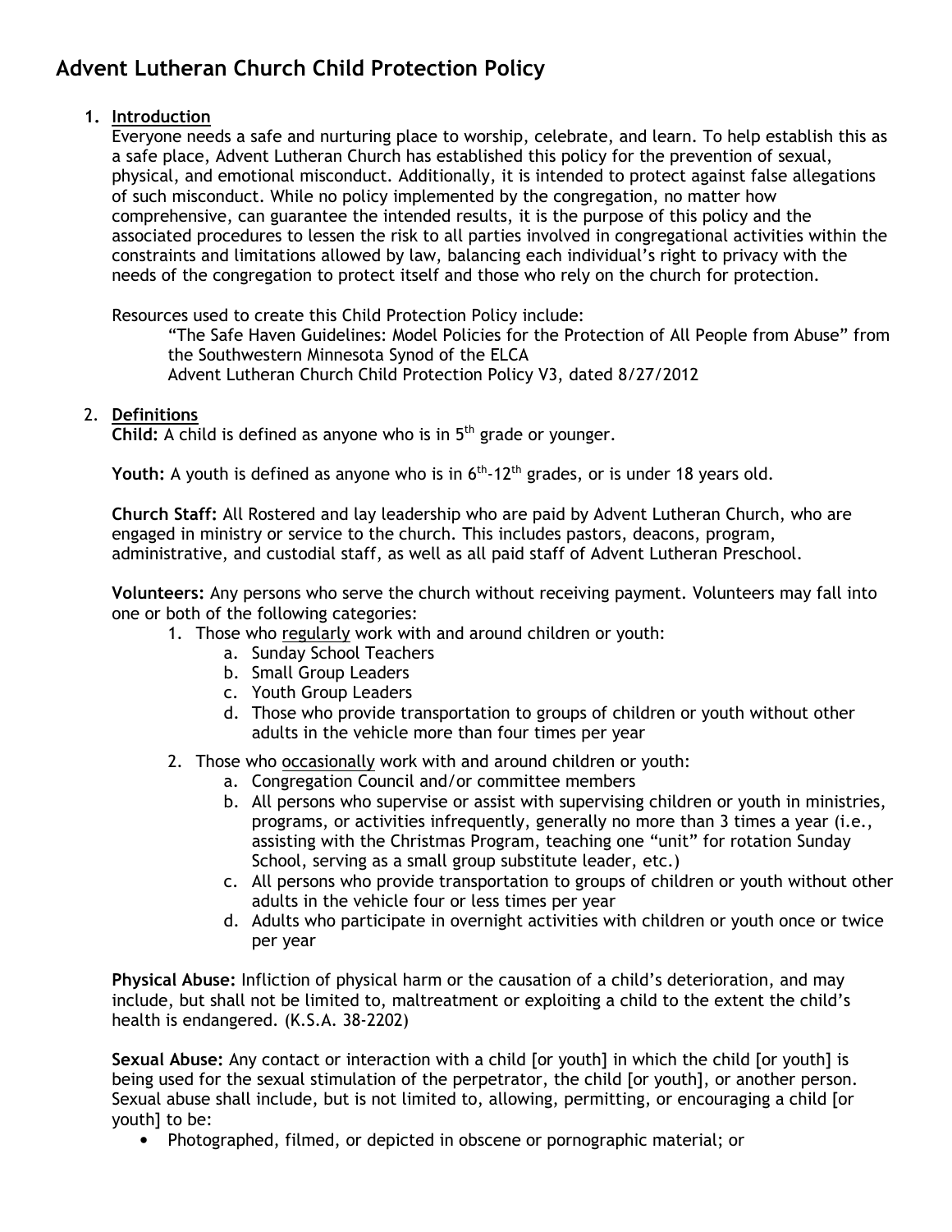# Advent Lutheran Church Child Protection Policy

1. **<u>Introduction</u>**

   Everyone needs a safe and nurturing place to worship, celebrate, and learn. To help establish this as a safe place, Advent Lutheran Church has established this policy for the prevention of sexual, physical, and emotional misconduct. Additionally, it is intended to protect against false allegations of such misconduct. While no policy implemented by the congregation, no matter how comprehensive, can guarantee the intended results, it is the purpose of this policy and the associated procedures to lessen the risk to all parties involved in congregational activities within the constraints and limitations allowed by law, balancing each individual's right to privacy with the needs of the congregation to protect itself and those who rely on the church for protection.

   Resources used to create this Child Protection Policy include:

   > "The Safe Haven Guidelines: Model Policies for the Protection of All People from Abuse" from the Southwestern Minnesota Synod of the ELCA
   > Advent Lutheran Church Child Protection Policy V3, dated 8/27/2012

2. **<u>Definitions</u>**

   **Child:** A child is defined as anyone who is in 5th grade or younger.

   **Youth:** A youth is defined as anyone who is in 6th-12th grades, or is under 18 years old.

   **Church Staff:** All Rostered and lay leadership who are paid by Advent Lutheran Church, who are engaged in ministry or service to the church. This includes pastors, deacons, program, administrative, and custodial staff, as well as all paid staff of Advent Lutheran Preschool.

   **Volunteers:** Any persons who serve the church without receiving payment. Volunteers may fall into one or both of the following categories:

   1. Those who <u>regularly</u> work with and around children or youth:
      a. Sunday School Teachers
      b. Small Group Leaders
      c. Youth Group Leaders
      d. Those who provide transportation to groups of children or youth without other adults in the vehicle more than four times per year
   2. Those who <u>occasionally</u> work with and around children or youth:
      a. Congregation Council and/or committee members
      b. All persons who supervise or assist with supervising children or youth in ministries, programs, or activities infrequently, generally no more than 3 times a year (i.e., assisting with the Christmas Program, teaching one "unit" for rotation Sunday School, serving as a small group substitute leader, etc.)
      c. All persons who provide transportation to groups of children or youth without other adults in the vehicle four or less times per year
      d. Adults who participate in overnight activities with children or youth once or twice per year

   **Physical Abuse:** Infliction of physical harm or the causation of a child's deterioration, and may include, but shall not be limited to, maltreatment or exploiting a child to the extent the child's health is endangered. (K.S.A. 38-2202)

   **Sexual Abuse:** Any contact or interaction with a child [or youth] in which the child [or youth] is being used for the sexual stimulation of the perpetrator, the child [or youth], or another person. Sexual abuse shall include, but is not limited to, allowing, permitting, or encouraging a child [or youth] to be:

   - Photographed, filmed, or depicted in obscene or pornographic material; or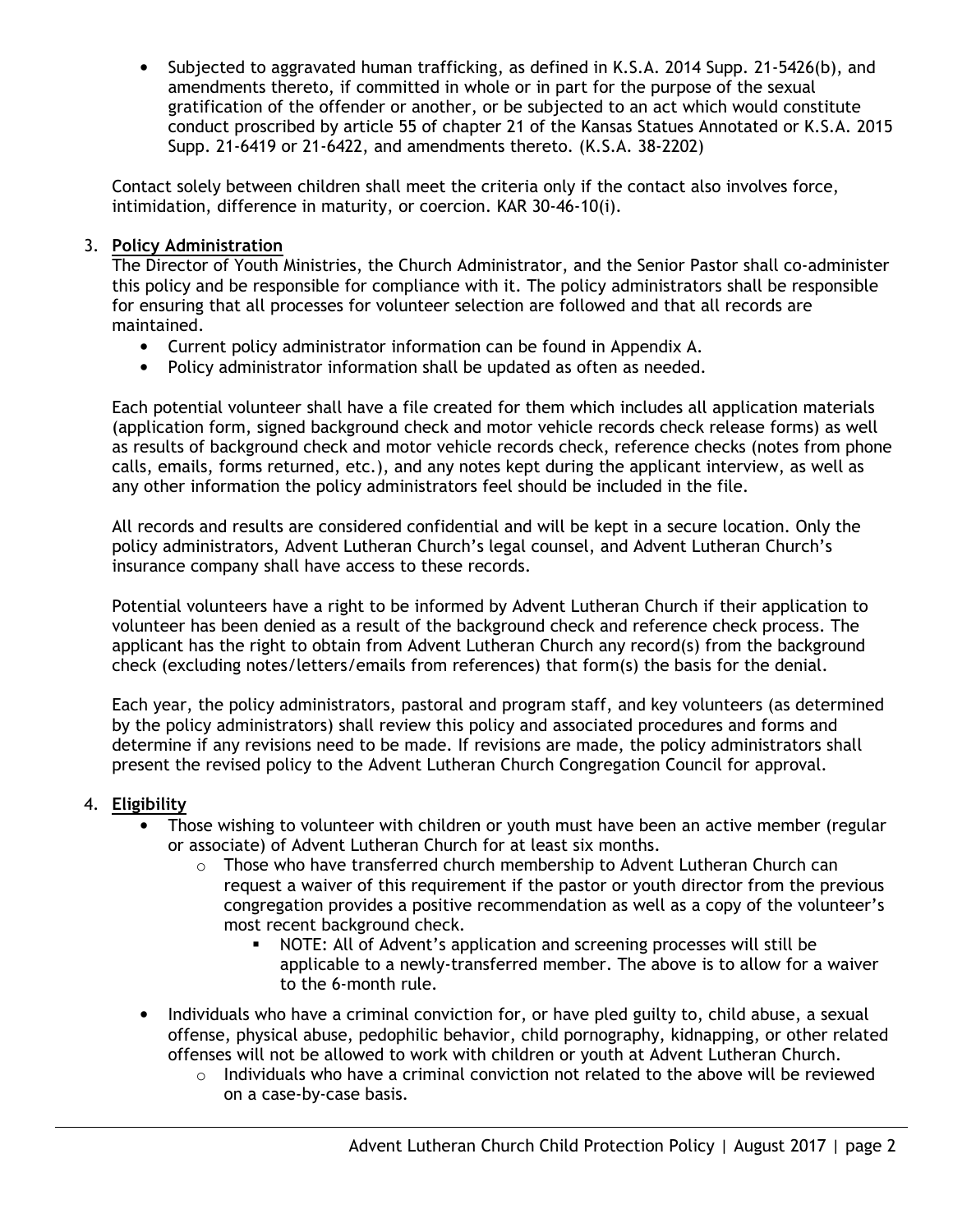- Subjected to aggravated human trafficking, as defined in K.S.A. 2014 Supp. 21-5426(b), and amendments thereto, if committed in whole or in part for the purpose of the sexual gratification of the offender or another, or be subjected to an act which would constitute conduct proscribed by article 55 of chapter 21 of the Kansas Statues Annotated or K.S.A. 2015 Supp. 21-6419 or 21-6422, and amendments thereto. (K.S.A. 38-2202)

Contact solely between children shall meet the criteria only if the contact also involves force, intimidation, difference in maturity, or coercion. KAR 30-46-10(i).

3. **Policy Administration**

The Director of Youth Ministries, the Church Administrator, and the Senior Pastor shall co-administer this policy and be responsible for compliance with it. The policy administrators shall be responsible for ensuring that all processes for volunteer selection are followed and that all records are maintained.

- Current policy administrator information can be found in Appendix A.
- Policy administrator information shall be updated as often as needed.

Each potential volunteer shall have a file created for them which includes all application materials (application form, signed background check and motor vehicle records check release forms) as well as results of background check and motor vehicle records check, reference checks (notes from phone calls, emails, forms returned, etc.), and any notes kept during the applicant interview, as well as any other information the policy administrators feel should be included in the file.

All records and results are considered confidential and will be kept in a secure location. Only the policy administrators, Advent Lutheran Church's legal counsel, and Advent Lutheran Church's insurance company shall have access to these records.

Potential volunteers have a right to be informed by Advent Lutheran Church if their application to volunteer has been denied as a result of the background check and reference check process. The applicant has the right to obtain from Advent Lutheran Church any record(s) from the background check (excluding notes/letters/emails from references) that form(s) the basis for the denial.

Each year, the policy administrators, pastoral and program staff, and key volunteers (as determined by the policy administrators) shall review this policy and associated procedures and forms and determine if any revisions need to be made. If revisions are made, the policy administrators shall present the revised policy to the Advent Lutheran Church Congregation Council for approval.

4. **Eligibility**

- Those wishing to volunteer with children or youth must have been an active member (regular or associate) of Advent Lutheran Church for at least six months.
  - Those who have transferred church membership to Advent Lutheran Church can request a waiver of this requirement if the pastor or youth director from the previous congregation provides a positive recommendation as well as a copy of the volunteer's most recent background check.
    - NOTE: All of Advent's application and screening processes will still be applicable to a newly-transferred member. The above is to allow for a waiver to the 6-month rule.
- Individuals who have a criminal conviction for, or have pled guilty to, child abuse, a sexual offense, physical abuse, pedophilic behavior, child pornography, kidnapping, or other related offenses will not be allowed to work with children or youth at Advent Lutheran Church.
  - Individuals who have a criminal conviction not related to the above will be reviewed on a case-by-case basis.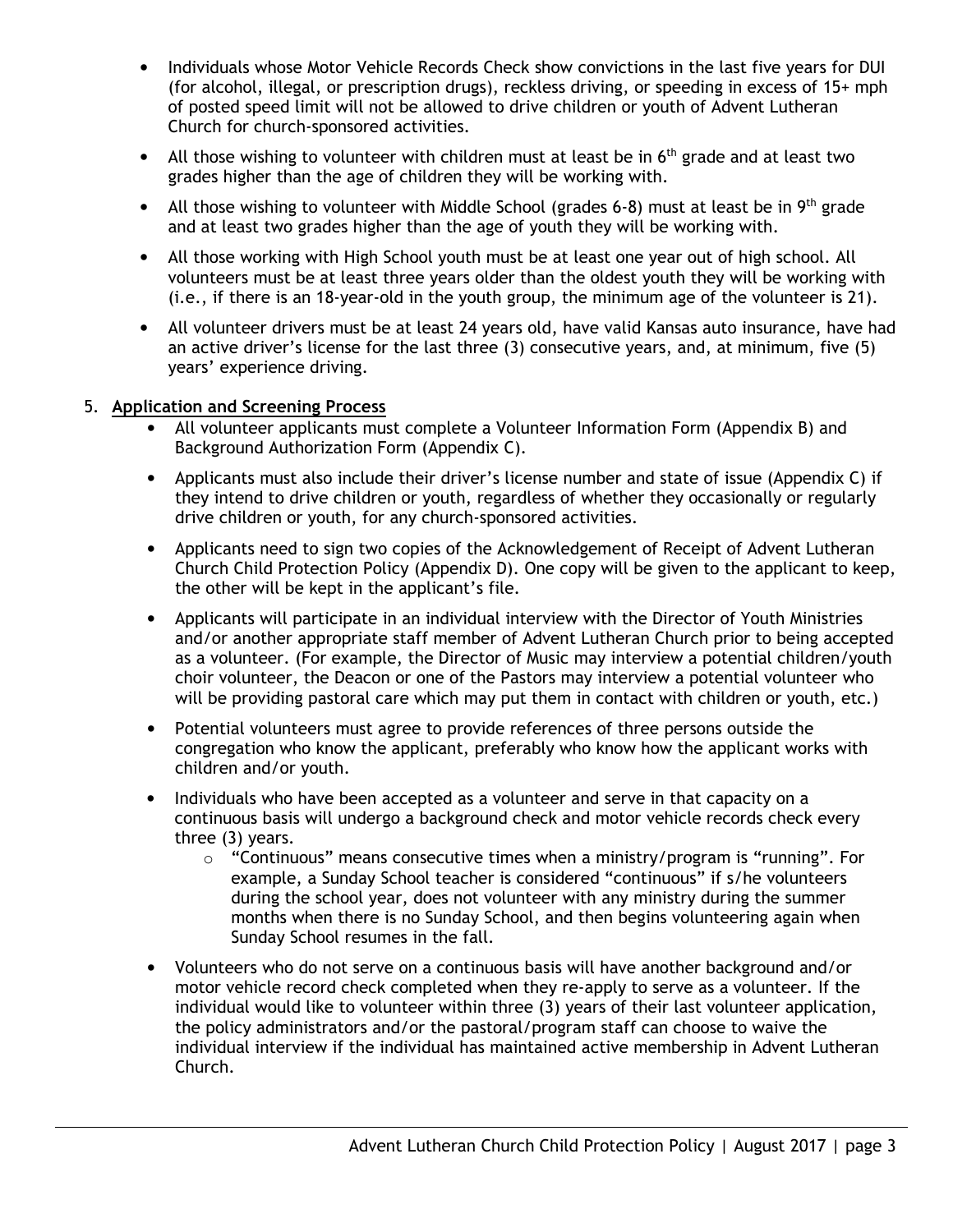- Individuals whose Motor Vehicle Records Check show convictions in the last five years for DUI (for alcohol, illegal, or prescription drugs), reckless driving, or speeding in excess of 15+ mph of posted speed limit will not be allowed to drive children or youth of Advent Lutheran Church for church-sponsored activities.
- All those wishing to volunteer with children must at least be in 6th grade and at least two grades higher than the age of children they will be working with.
- All those wishing to volunteer with Middle School (grades 6-8) must at least be in 9th grade and at least two grades higher than the age of youth they will be working with.
- All those working with High School youth must be at least one year out of high school. All volunteers must be at least three years older than the oldest youth they will be working with (i.e., if there is an 18-year-old in the youth group, the minimum age of the volunteer is 21).
- All volunteer drivers must be at least 24 years old, have valid Kansas auto insurance, have had an active driver's license for the last three (3) consecutive years, and, at minimum, five (5) years' experience driving.

5. **Application and Screening Process**
   - All volunteer applicants must complete a Volunteer Information Form (Appendix B) and Background Authorization Form (Appendix C).
   - Applicants must also include their driver's license number and state of issue (Appendix C) if they intend to drive children or youth, regardless of whether they occasionally or regularly drive children or youth, for any church-sponsored activities.
   - Applicants need to sign two copies of the Acknowledgement of Receipt of Advent Lutheran Church Child Protection Policy (Appendix D). One copy will be given to the applicant to keep, the other will be kept in the applicant's file.
   - Applicants will participate in an individual interview with the Director of Youth Ministries and/or another appropriate staff member of Advent Lutheran Church prior to being accepted as a volunteer. (For example, the Director of Music may interview a potential children/youth choir volunteer, the Deacon or one of the Pastors may interview a potential volunteer who will be providing pastoral care which may put them in contact with children or youth, etc.)
   - Potential volunteers must agree to provide references of three persons outside the congregation who know the applicant, preferably who know how the applicant works with children and/or youth.
   - Individuals who have been accepted as a volunteer and serve in that capacity on a continuous basis will undergo a background check and motor vehicle records check every three (3) years.
     - "Continuous" means consecutive times when a ministry/program is "running". For example, a Sunday School teacher is considered "continuous" if s/he volunteers during the school year, does not volunteer with any ministry during the summer months when there is no Sunday School, and then begins volunteering again when Sunday School resumes in the fall.
   - Volunteers who do not serve on a continuous basis will have another background and/or motor vehicle record check completed when they re-apply to serve as a volunteer. If the individual would like to volunteer within three (3) years of their last volunteer application, the policy administrators and/or the pastoral/program staff can choose to waive the individual interview if the individual has maintained active membership in Advent Lutheran Church.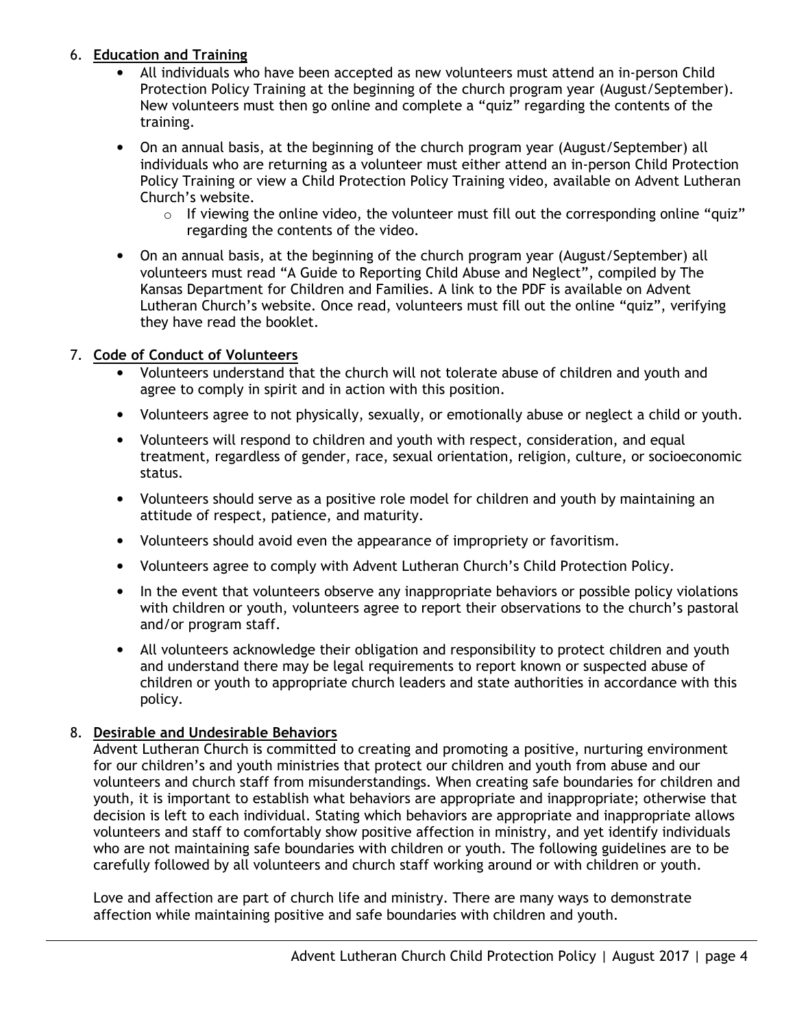6. **Education and Training**
   - All individuals who have been accepted as new volunteers must attend an in-person Child Protection Policy Training at the beginning of the church program year (August/September). New volunteers must then go online and complete a "quiz" regarding the contents of the training.
   - On an annual basis, at the beginning of the church program year (August/September) all individuals who are returning as a volunteer must either attend an in-person Child Protection Policy Training or view a Child Protection Policy Training video, available on Advent Lutheran Church's website.
     - If viewing the online video, the volunteer must fill out the corresponding online "quiz" regarding the contents of the video.
   - On an annual basis, at the beginning of the church program year (August/September) all volunteers must read "A Guide to Reporting Child Abuse and Neglect", compiled by The Kansas Department for Children and Families. A link to the PDF is available on Advent Lutheran Church's website. Once read, volunteers must fill out the online "quiz", verifying they have read the booklet.

7. **Code of Conduct of Volunteers**
   - Volunteers understand that the church will not tolerate abuse of children and youth and agree to comply in spirit and in action with this position.
   - Volunteers agree to not physically, sexually, or emotionally abuse or neglect a child or youth.
   - Volunteers will respond to children and youth with respect, consideration, and equal treatment, regardless of gender, race, sexual orientation, religion, culture, or socioeconomic status.
   - Volunteers should serve as a positive role model for children and youth by maintaining an attitude of respect, patience, and maturity.
   - Volunteers should avoid even the appearance of impropriety or favoritism.
   - Volunteers agree to comply with Advent Lutheran Church's Child Protection Policy.
   - In the event that volunteers observe any inappropriate behaviors or possible policy violations with children or youth, volunteers agree to report their observations to the church's pastoral and/or program staff.
   - All volunteers acknowledge their obligation and responsibility to protect children and youth and understand there may be legal requirements to report known or suspected abuse of children or youth to appropriate church leaders and state authorities in accordance with this policy.

8. **Desirable and Undesirable Behaviors**

   Advent Lutheran Church is committed to creating and promoting a positive, nurturing environment for our children's and youth ministries that protect our children and youth from abuse and our volunteers and church staff from misunderstandings. When creating safe boundaries for children and youth, it is important to establish what behaviors are appropriate and inappropriate; otherwise that decision is left to each individual. Stating which behaviors are appropriate and inappropriate allows volunteers and staff to comfortably show positive affection in ministry, and yet identify individuals who are not maintaining safe boundaries with children or youth. The following guidelines are to be carefully followed by all volunteers and church staff working around or with children or youth.

   Love and affection are part of church life and ministry. There are many ways to demonstrate affection while maintaining positive and safe boundaries with children and youth.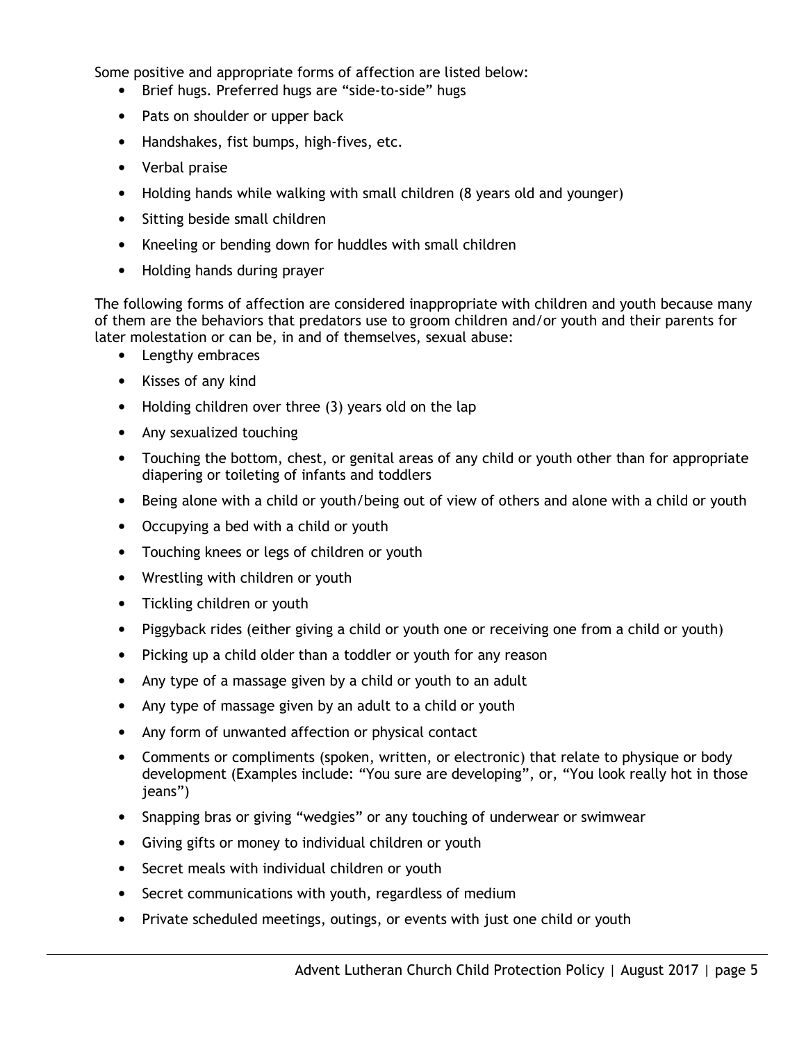Some positive and appropriate forms of affection are listed below:

- Brief hugs. Preferred hugs are "side-to-side" hugs
- Pats on shoulder or upper back
- Handshakes, fist bumps, high-fives, etc.
- Verbal praise
- Holding hands while walking with small children (8 years old and younger)
- Sitting beside small children
- Kneeling or bending down for huddles with small children
- Holding hands during prayer

The following forms of affection are considered inappropriate with children and youth because many of them are the behaviors that predators use to groom children and/or youth and their parents for later molestation or can be, in and of themselves, sexual abuse:

- Lengthy embraces
- Kisses of any kind
- Holding children over three (3) years old on the lap
- Any sexualized touching
- Touching the bottom, chest, or genital areas of any child or youth other than for appropriate diapering or toileting of infants and toddlers
- Being alone with a child or youth/being out of view of others and alone with a child or youth
- Occupying a bed with a child or youth
- Touching knees or legs of children or youth
- Wrestling with children or youth
- Tickling children or youth
- Piggyback rides (either giving a child or youth one or receiving one from a child or youth)
- Picking up a child older than a toddler or youth for any reason
- Any type of a massage given by a child or youth to an adult
- Any type of massage given by an adult to a child or youth
- Any form of unwanted affection or physical contact
- Comments or compliments (spoken, written, or electronic) that relate to physique or body development (Examples include: "You sure are developing", or, "You look really hot in those jeans")
- Snapping bras or giving "wedgies" or any touching of underwear or swimwear
- Giving gifts or money to individual children or youth
- Secret meals with individual children or youth
- Secret communications with youth, regardless of medium
- Private scheduled meetings, outings, or events with just one child or youth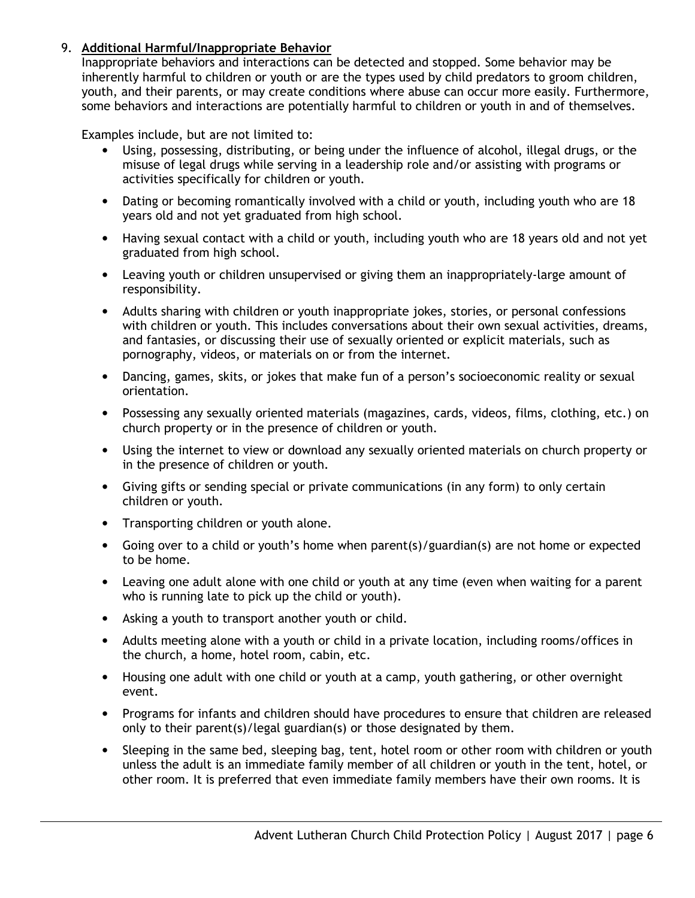9. **Additional Harmful/Inappropriate Behavior**

   Inappropriate behaviors and interactions can be detected and stopped. Some behavior may be inherently harmful to children or youth or are the types used by child predators to groom children, youth, and their parents, or may create conditions where abuse can occur more easily. Furthermore, some behaviors and interactions are potentially harmful to children or youth in and of themselves.

   Examples include, but are not limited to:

   - Using, possessing, distributing, or being under the influence of alcohol, illegal drugs, or the misuse of legal drugs while serving in a leadership role and/or assisting with programs or activities specifically for children or youth.
   - Dating or becoming romantically involved with a child or youth, including youth who are 18 years old and not yet graduated from high school.
   - Having sexual contact with a child or youth, including youth who are 18 years old and not yet graduated from high school.
   - Leaving youth or children unsupervised or giving them an inappropriately-large amount of responsibility.
   - Adults sharing with children or youth inappropriate jokes, stories, or personal confessions with children or youth. This includes conversations about their own sexual activities, dreams, and fantasies, or discussing their use of sexually oriented or explicit materials, such as pornography, videos, or materials on or from the internet.
   - Dancing, games, skits, or jokes that make fun of a person's socioeconomic reality or sexual orientation.
   - Possessing any sexually oriented materials (magazines, cards, videos, films, clothing, etc.) on church property or in the presence of children or youth.
   - Using the internet to view or download any sexually oriented materials on church property or in the presence of children or youth.
   - Giving gifts or sending special or private communications (in any form) to only certain children or youth.
   - Transporting children or youth alone.
   - Going over to a child or youth's home when parent(s)/guardian(s) are not home or expected to be home.
   - Leaving one adult alone with one child or youth at any time (even when waiting for a parent who is running late to pick up the child or youth).
   - Asking a youth to transport another youth or child.
   - Adults meeting alone with a youth or child in a private location, including rooms/offices in the church, a home, hotel room, cabin, etc.
   - Housing one adult with one child or youth at a camp, youth gathering, or other overnight event.
   - Programs for infants and children should have procedures to ensure that children are released only to their parent(s)/legal guardian(s) or those designated by them.
   - Sleeping in the same bed, sleeping bag, tent, hotel room or other room with children or youth unless the adult is an immediate family member of all children or youth in the tent, hotel, or other room. It is preferred that even immediate family members have their own rooms. It is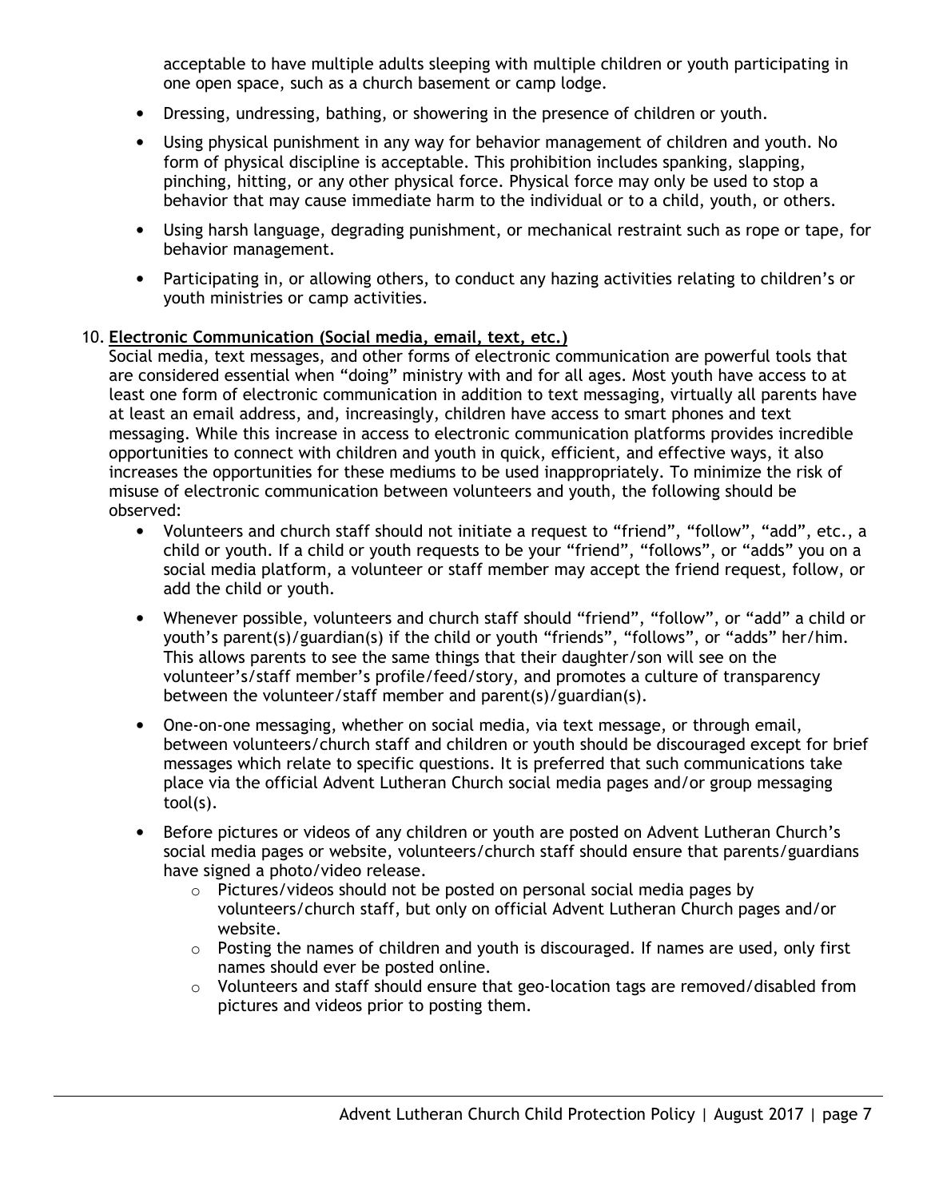acceptable to have multiple adults sleeping with multiple children or youth participating in one open space, such as a church basement or camp lodge.

- Dressing, undressing, bathing, or showering in the presence of children or youth.
- Using physical punishment in any way for behavior management of children and youth. No form of physical discipline is acceptable. This prohibition includes spanking, slapping, pinching, hitting, or any other physical force. Physical force may only be used to stop a behavior that may cause immediate harm to the individual or to a child, youth, or others.
- Using harsh language, degrading punishment, or mechanical restraint such as rope or tape, for behavior management.
- Participating in, or allowing others, to conduct any hazing activities relating to children's or youth ministries or camp activities.

10. **Electronic Communication (Social media, email, text, etc.)**

Social media, text messages, and other forms of electronic communication are powerful tools that are considered essential when "doing" ministry with and for all ages. Most youth have access to at least one form of electronic communication in addition to text messaging, virtually all parents have at least an email address, and, increasingly, children have access to smart phones and text messaging. While this increase in access to electronic communication platforms provides incredible opportunities to connect with children and youth in quick, efficient, and effective ways, it also increases the opportunities for these mediums to be used inappropriately. To minimize the risk of misuse of electronic communication between volunteers and youth, the following should be observed:

- Volunteers and church staff should not initiate a request to "friend", "follow", "add", etc., a child or youth. If a child or youth requests to be your "friend", "follows", or "adds" you on a social media platform, a volunteer or staff member may accept the friend request, follow, or add the child or youth.
- Whenever possible, volunteers and church staff should "friend", "follow", or "add" a child or youth's parent(s)/guardian(s) if the child or youth "friends", "follows", or "adds" her/him. This allows parents to see the same things that their daughter/son will see on the volunteer's/staff member's profile/feed/story, and promotes a culture of transparency between the volunteer/staff member and parent(s)/guardian(s).
- One-on-one messaging, whether on social media, via text message, or through email, between volunteers/church staff and children or youth should be discouraged except for brief messages which relate to specific questions. It is preferred that such communications take place via the official Advent Lutheran Church social media pages and/or group messaging tool(s).
- Before pictures or videos of any children or youth are posted on Advent Lutheran Church's social media pages or website, volunteers/church staff should ensure that parents/guardians have signed a photo/video release.
  - Pictures/videos should not be posted on personal social media pages by volunteers/church staff, but only on official Advent Lutheran Church pages and/or website.
  - Posting the names of children and youth is discouraged. If names are used, only first names should ever be posted online.
  - Volunteers and staff should ensure that geo-location tags are removed/disabled from pictures and videos prior to posting them.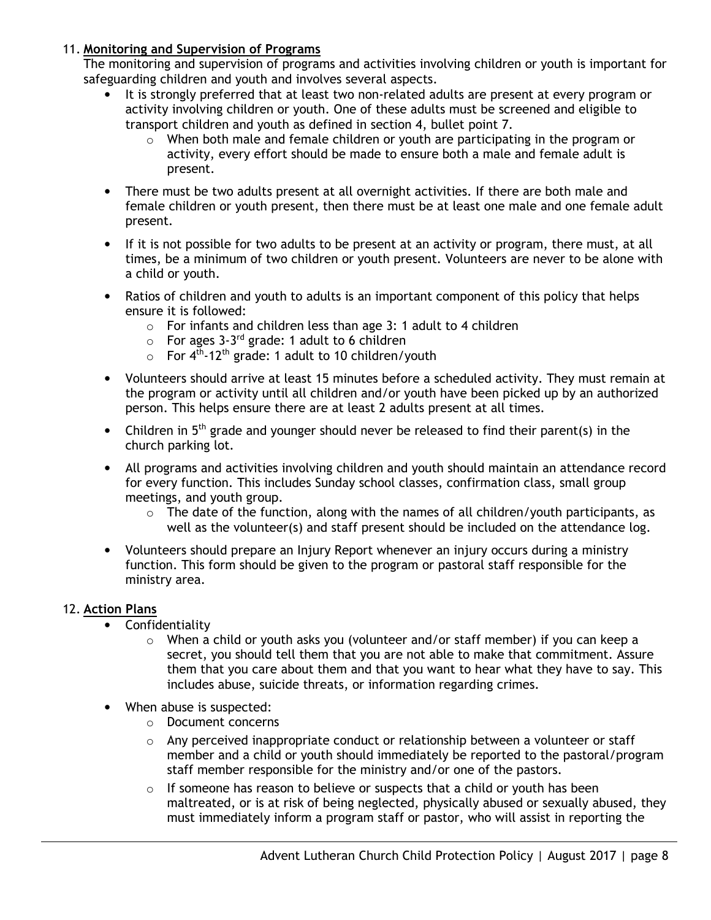11. **Monitoring and Supervision of Programs**

The monitoring and supervision of programs and activities involving children or youth is important for safeguarding children and youth and involves several aspects.

- It is strongly preferred that at least two non-related adults are present at every program or activity involving children or youth. One of these adults must be screened and eligible to transport children and youth as defined in section 4, bullet point 7.
  - When both male and female children or youth are participating in the program or activity, every effort should be made to ensure both a male and female adult is present.
- There must be two adults present at all overnight activities. If there are both male and female children or youth present, then there must be at least one male and one female adult present.
- If it is not possible for two adults to be present at an activity or program, there must, at all times, be a minimum of two children or youth present. Volunteers are never to be alone with a child or youth.
- Ratios of children and youth to adults is an important component of this policy that helps ensure it is followed:
  - For infants and children less than age 3: 1 adult to 4 children
  - For ages 3-3rd grade: 1 adult to 6 children
  - For 4th-12th grade: 1 adult to 10 children/youth
- Volunteers should arrive at least 15 minutes before a scheduled activity. They must remain at the program or activity until all children and/or youth have been picked up by an authorized person. This helps ensure there are at least 2 adults present at all times.
- Children in 5th grade and younger should never be released to find their parent(s) in the church parking lot.
- All programs and activities involving children and youth should maintain an attendance record for every function. This includes Sunday school classes, confirmation class, small group meetings, and youth group.
  - The date of the function, along with the names of all children/youth participants, as well as the volunteer(s) and staff present should be included on the attendance log.
- Volunteers should prepare an Injury Report whenever an injury occurs during a ministry function. This form should be given to the program or pastoral staff responsible for the ministry area.

12. **Action Plans**

- Confidentiality
  - When a child or youth asks you (volunteer and/or staff member) if you can keep a secret, you should tell them that you are not able to make that commitment. Assure them that you care about them and that you want to hear what they have to say. This includes abuse, suicide threats, or information regarding crimes.
- When abuse is suspected:
  - Document concerns
  - Any perceived inappropriate conduct or relationship between a volunteer or staff member and a child or youth should immediately be reported to the pastoral/program staff member responsible for the ministry and/or one of the pastors.
  - If someone has reason to believe or suspects that a child or youth has been maltreated, or is at risk of being neglected, physically abused or sexually abused, they must immediately inform a program staff or pastor, who will assist in reporting the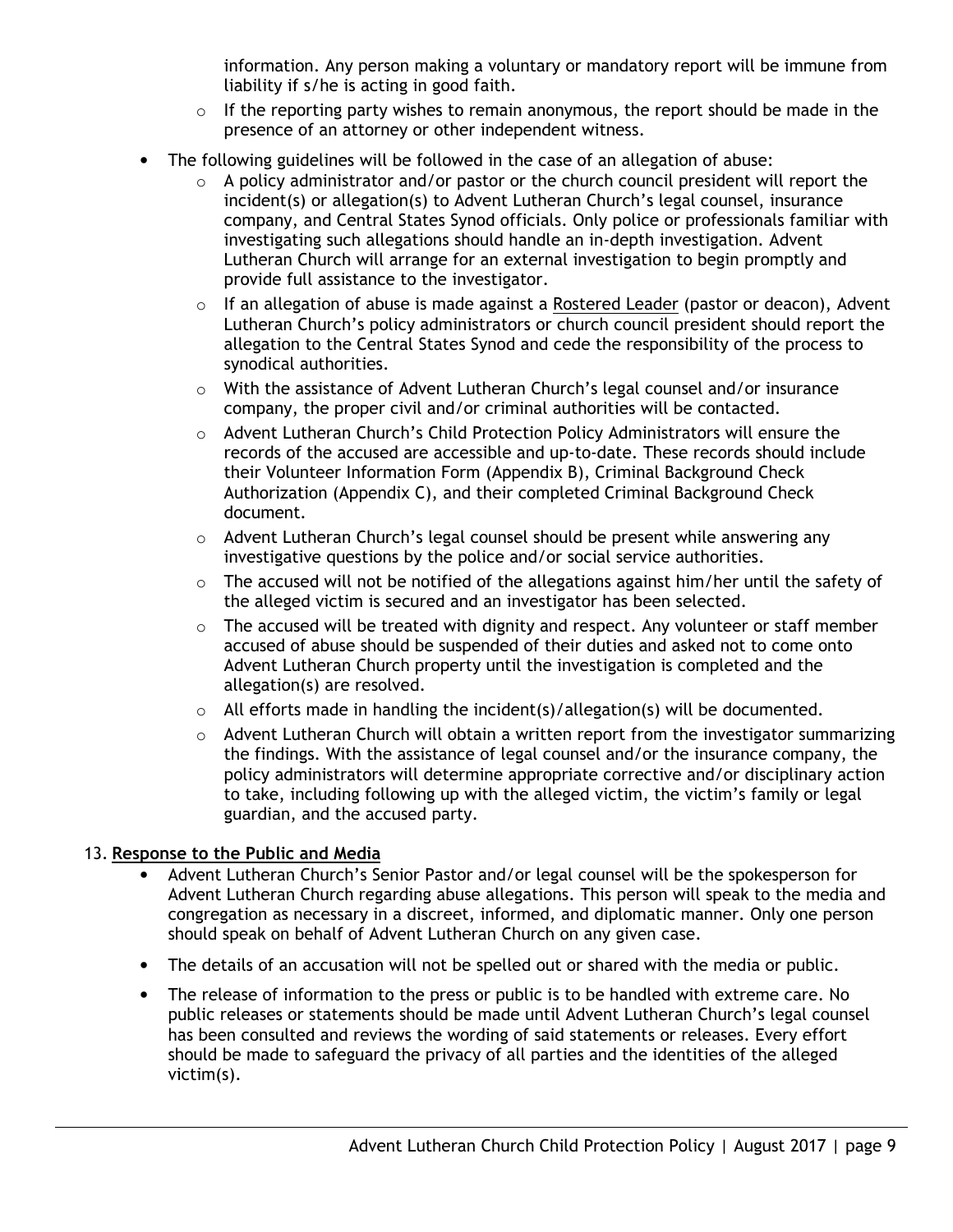information. Any person making a voluntary or mandatory report will be immune from liability if s/he is acting in good faith.

   - If the reporting party wishes to remain anonymous, the report should be made in the presence of an attorney or other independent witness.

- The following guidelines will be followed in the case of an allegation of abuse:
   - A policy administrator and/or pastor or the church council president will report the incident(s) or allegation(s) to Advent Lutheran Church's legal counsel, insurance company, and Central States Synod officials. Only police or professionals familiar with investigating such allegations should handle an in-depth investigation. Advent Lutheran Church will arrange for an external investigation to begin promptly and provide full assistance to the investigator.
   - If an allegation of abuse is made against a Rostered Leader (pastor or deacon), Advent Lutheran Church's policy administrators or church council president should report the allegation to the Central States Synod and cede the responsibility of the process to synodical authorities.
   - With the assistance of Advent Lutheran Church's legal counsel and/or insurance company, the proper civil and/or criminal authorities will be contacted.
   - Advent Lutheran Church's Child Protection Policy Administrators will ensure the records of the accused are accessible and up-to-date. These records should include their Volunteer Information Form (Appendix B), Criminal Background Check Authorization (Appendix C), and their completed Criminal Background Check document.
   - Advent Lutheran Church's legal counsel should be present while answering any investigative questions by the police and/or social service authorities.
   - The accused will not be notified of the allegations against him/her until the safety of the alleged victim is secured and an investigator has been selected.
   - The accused will be treated with dignity and respect. Any volunteer or staff member accused of abuse should be suspended of their duties and asked not to come onto Advent Lutheran Church property until the investigation is completed and the allegation(s) are resolved.
   - All efforts made in handling the incident(s)/allegation(s) will be documented.
   - Advent Lutheran Church will obtain a written report from the investigator summarizing the findings. With the assistance of legal counsel and/or the insurance company, the policy administrators will determine appropriate corrective and/or disciplinary action to take, including following up with the alleged victim, the victim's family or legal guardian, and the accused party.

13. **Response to the Public and Media**

- Advent Lutheran Church's Senior Pastor and/or legal counsel will be the spokesperson for Advent Lutheran Church regarding abuse allegations. This person will speak to the media and congregation as necessary in a discreet, informed, and diplomatic manner. Only one person should speak on behalf of Advent Lutheran Church on any given case.
- The details of an accusation will not be spelled out or shared with the media or public.
- The release of information to the press or public is to be handled with extreme care. No public releases or statements should be made until Advent Lutheran Church's legal counsel has been consulted and reviews the wording of said statements or releases. Every effort should be made to safeguard the privacy of all parties and the identities of the alleged victim(s).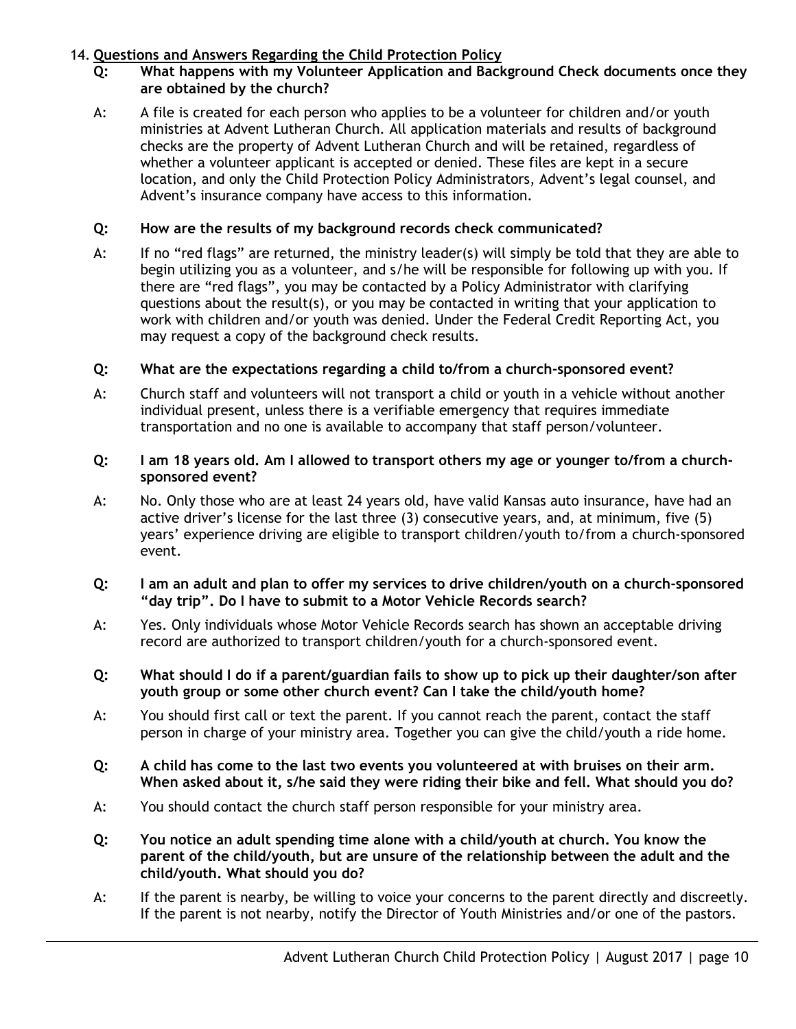## 14. Questions and Answers Regarding the Child Protection Policy

**Q: What happens with my Volunteer Application and Background Check documents once they are obtained by the church?**

A: A file is created for each person who applies to be a volunteer for children and/or youth ministries at Advent Lutheran Church. All application materials and results of background checks are the property of Advent Lutheran Church and will be retained, regardless of whether a volunteer applicant is accepted or denied. These files are kept in a secure location, and only the Child Protection Policy Administrators, Advent's legal counsel, and Advent's insurance company have access to this information.

**Q: How are the results of my background records check communicated?**

A: If no "red flags" are returned, the ministry leader(s) will simply be told that they are able to begin utilizing you as a volunteer, and s/he will be responsible for following up with you. If there are "red flags", you may be contacted by a Policy Administrator with clarifying questions about the result(s), or you may be contacted in writing that your application to work with children and/or youth was denied. Under the Federal Credit Reporting Act, you may request a copy of the background check results.

**Q: What are the expectations regarding a child to/from a church-sponsored event?**

A: Church staff and volunteers will not transport a child or youth in a vehicle without another individual present, unless there is a verifiable emergency that requires immediate transportation and no one is available to accompany that staff person/volunteer.

**Q: I am 18 years old. Am I allowed to transport others my age or younger to/from a church-sponsored event?**

A: No. Only those who are at least 24 years old, have valid Kansas auto insurance, have had an active driver's license for the last three (3) consecutive years, and, at minimum, five (5) years' experience driving are eligible to transport children/youth to/from a church-sponsored event.

**Q: I am an adult and plan to offer my services to drive children/youth on a church-sponsored "day trip". Do I have to submit to a Motor Vehicle Records search?**

A: Yes. Only individuals whose Motor Vehicle Records search has shown an acceptable driving record are authorized to transport children/youth for a church-sponsored event.

**Q: What should I do if a parent/guardian fails to show up to pick up their daughter/son after youth group or some other church event? Can I take the child/youth home?**

A: You should first call or text the parent. If you cannot reach the parent, contact the staff person in charge of your ministry area. Together you can give the child/youth a ride home.

**Q: A child has come to the last two events you volunteered at with bruises on their arm. When asked about it, s/he said they were riding their bike and fell. What should you do?**

A: You should contact the church staff person responsible for your ministry area.

**Q: You notice an adult spending time alone with a child/youth at church. You know the parent of the child/youth, but are unsure of the relationship between the adult and the child/youth. What should you do?**

A: If the parent is nearby, be willing to voice your concerns to the parent directly and discreetly. If the parent is not nearby, notify the Director of Youth Ministries and/or one of the pastors.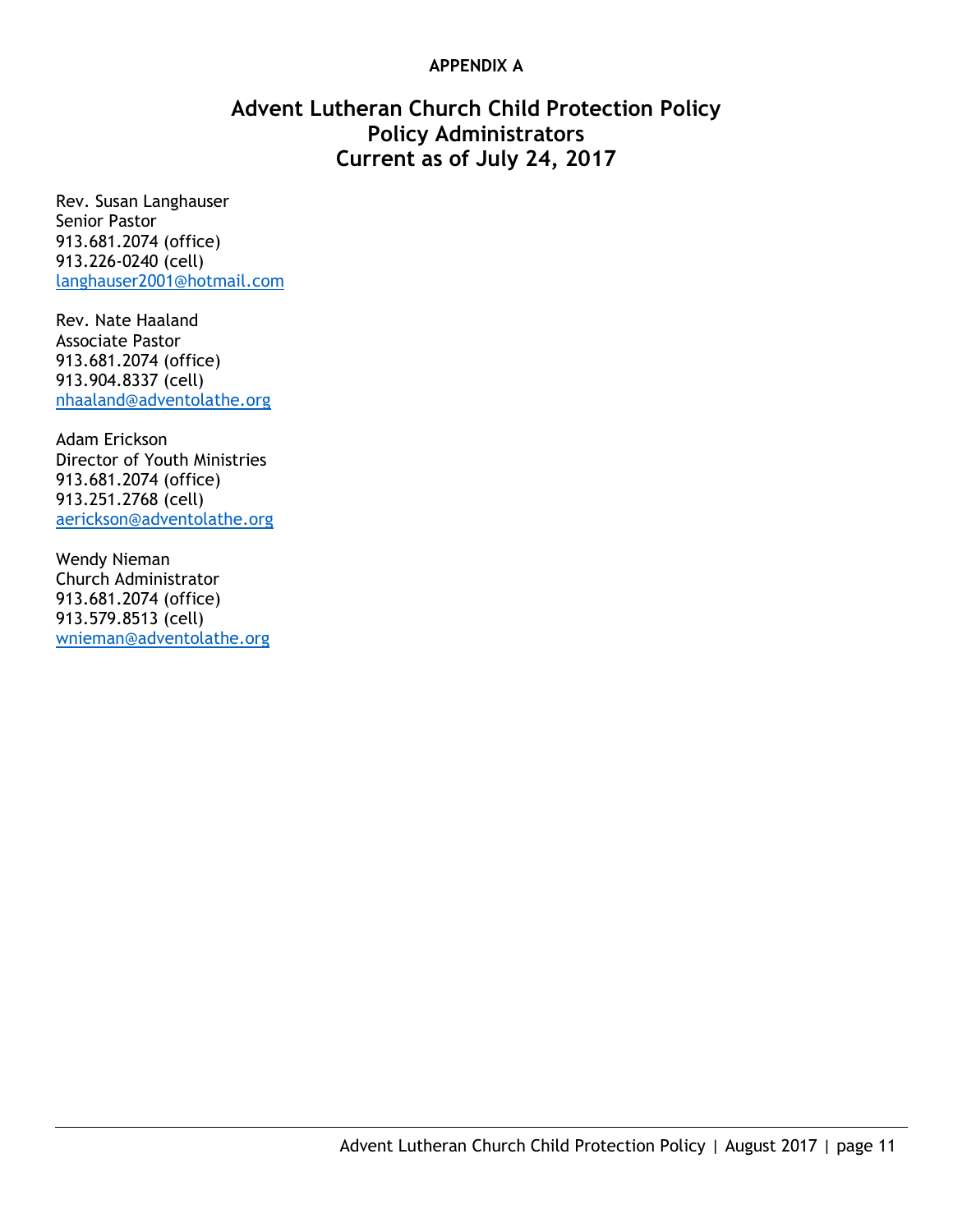**APPENDIX A**

# Advent Lutheran Church Child Protection Policy
## Policy Administrators
## Current as of July 24, 2017

Rev. Susan Langhauser
Senior Pastor
913.681.2074 (office)
913.226-0240 (cell)
langhauser2001@hotmail.com

Rev. Nate Haaland
Associate Pastor
913.681.2074 (office)
913.904.8337 (cell)
nhaaland@adventolathe.org

Adam Erickson
Director of Youth Ministries
913.681.2074 (office)
913.251.2768 (cell)
aerickson@adventolathe.org

Wendy Nieman
Church Administrator
913.681.2074 (office)
913.579.8513 (cell)
wnieman@adventolathe.org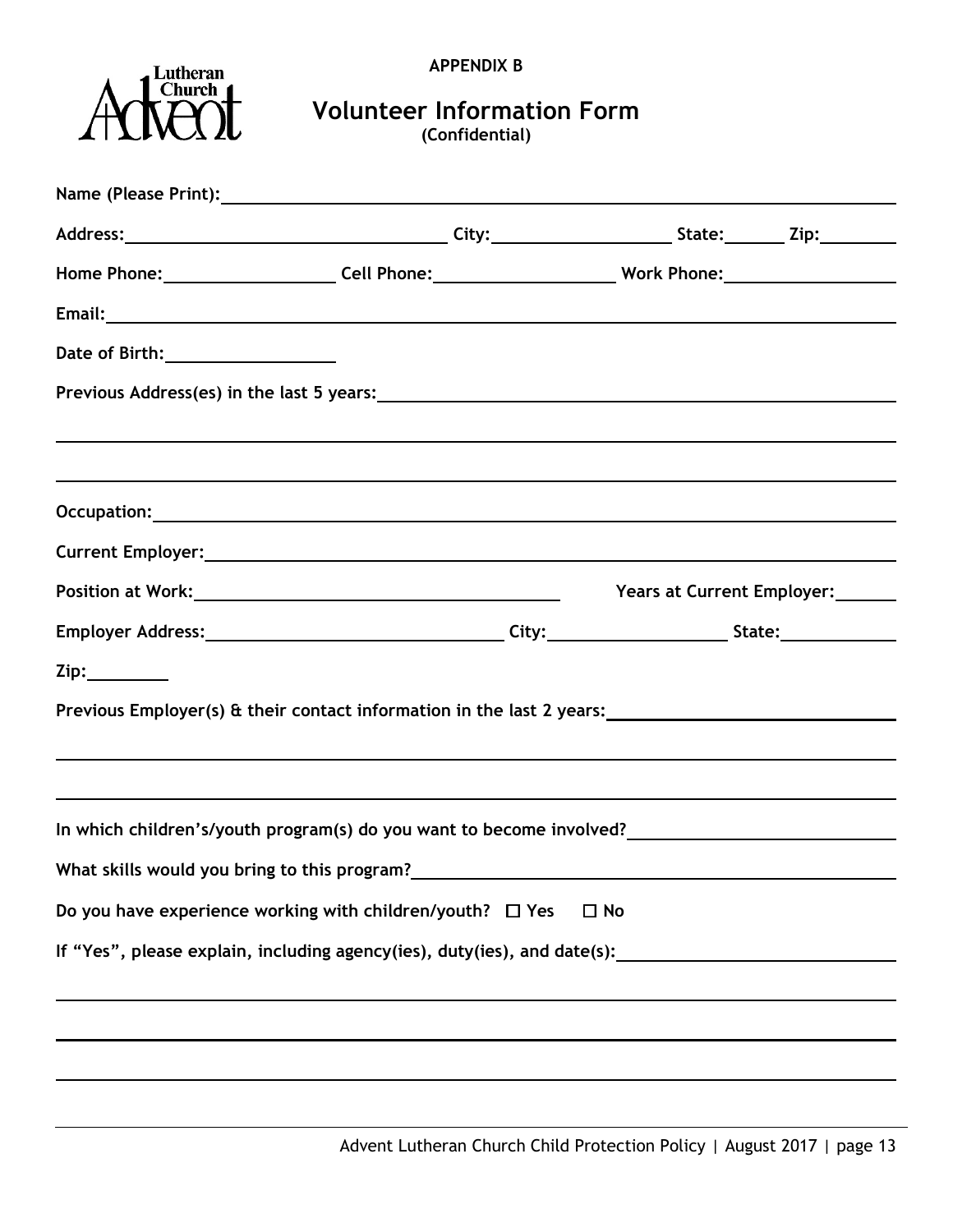APPENDIX B

# Volunteer Information Form

**(Confidential)**

**Name (Please Print):** ______________________________________________

**Address:** ______________________ **City:** ______________ **State:** ______ **Zip:** ________

**Home Phone:** ______________ **Cell Phone:** ______________ **Work Phone:** ______________

**Email:** ______________________________________________

**Date of Birth:** ______________

**Previous Address(es) in the last 5 years:** ______________________________________________

______________________________________________

______________________________________________

**Occupation:** ______________________________________________

**Current Employer:** ______________________________________________

**Position at Work:** ______________________________ **Years at Current Employer:** ______

**Employer Address:** ______________________ **City:** ______________ **State:** ______________

**Zip:** ________

**Previous Employer(s) & their contact information in the last 2 years:** ______________________

______________________________________________

______________________________________________

**In which children's/youth program(s) do you want to become involved?** ______________________

**What skills would you bring to this program?** ______________________________________________

**Do you have experience working with children/youth?** ☐ Yes ☐ No

**If "Yes", please explain, including agency(ies), duty(ies), and date(s):** ______________________

______________________________________________

______________________________________________

______________________________________________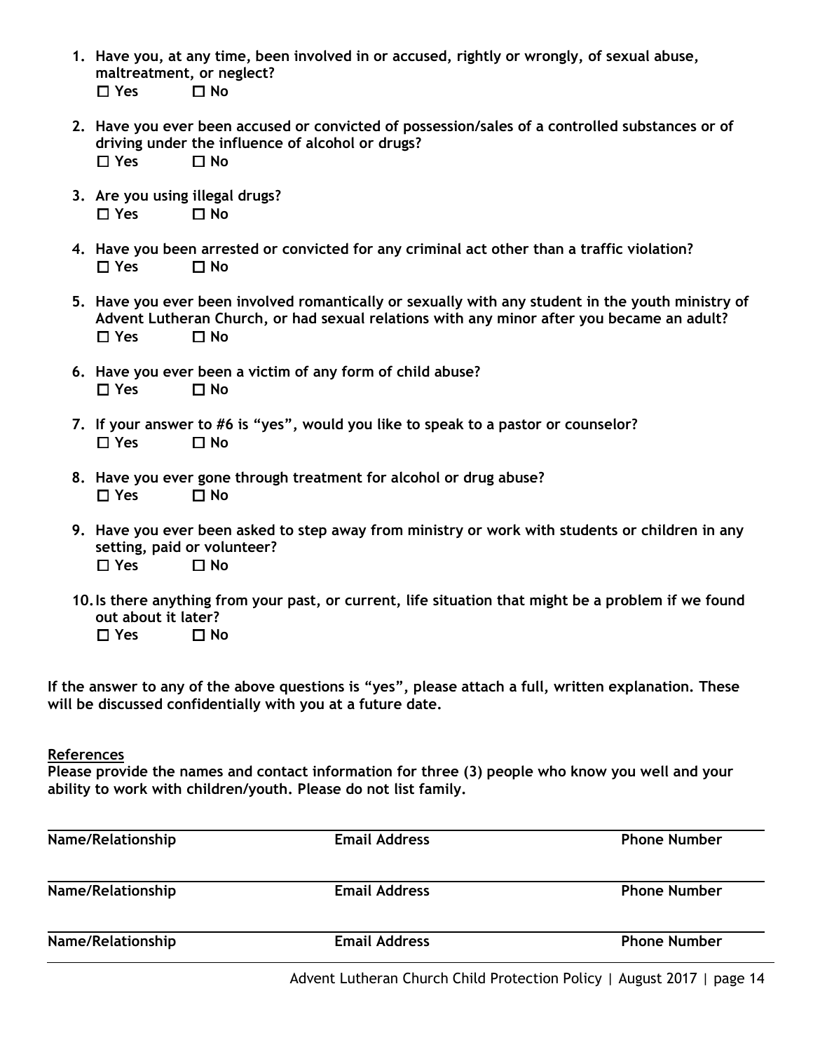1. **Have you, at any time, been involved in or accused, rightly or wrongly, of sexual abuse, maltreatment, or neglect?**
   ☐ **Yes** ☐ **No**

2. **Have you ever been accused or convicted of possession/sales of a controlled substances or of driving under the influence of alcohol or drugs?**
   ☐ **Yes** ☐ **No**

3. **Are you using illegal drugs?**
   ☐ **Yes** ☐ **No**

4. **Have you been arrested or convicted for any criminal act other than a traffic violation?**
   ☐ **Yes** ☐ **No**

5. **Have you ever been involved romantically or sexually with any student in the youth ministry of Advent Lutheran Church, or had sexual relations with any minor after you became an adult?**
   ☐ **Yes** ☐ **No**

6. **Have you ever been a victim of any form of child abuse?**
   ☐ **Yes** ☐ **No**

7. **If your answer to #6 is "yes", would you like to speak to a pastor or counselor?**
   ☐ **Yes** ☐ **No**

8. **Have you ever gone through treatment for alcohol or drug abuse?**
   ☐ **Yes** ☐ **No**

9. **Have you ever been asked to step away from ministry or work with students or children in any setting, paid or volunteer?**
   ☐ **Yes** ☐ **No**

10. **Is there anything from your past, or current, life situation that might be a problem if we found out about it later?**
    ☐ **Yes** ☐ **No**

**If the answer to any of the above questions is "yes", please attach a full, written explanation. These will be discussed confidentially with you at a future date.**

<u>References</u>

**Please provide the names and contact information for three (3) people who know you well and your ability to work with children/youth. Please do not list family.**

______________________________________________________________________

**Name/Relationship** **Email Address** **Phone Number**

______________________________________________________________________

**Name/Relationship** **Email Address** **Phone Number**

______________________________________________________________________

**Name/Relationship** **Email Address** **Phone Number**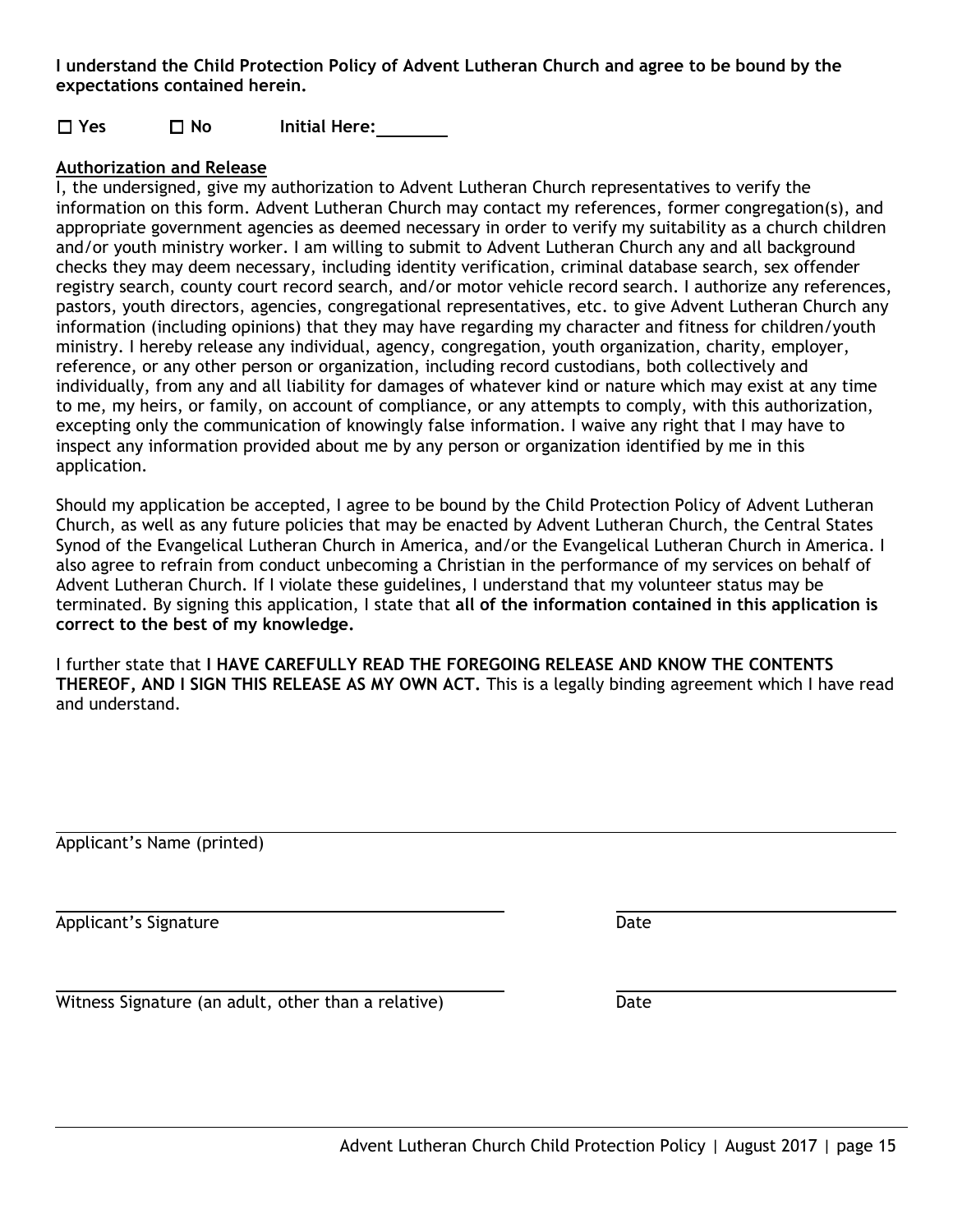**I understand the Child Protection Policy of Advent Lutheran Church and agree to be bound by the expectations contained herein.**

☐ **Yes** ☐ **No** **Initial Here:** ________

**Authorization and Release**

I, the undersigned, give my authorization to Advent Lutheran Church representatives to verify the information on this form. Advent Lutheran Church may contact my references, former congregation(s), and appropriate government agencies as deemed necessary in order to verify my suitability as a church children and/or youth ministry worker. I am willing to submit to Advent Lutheran Church any and all background checks they may deem necessary, including identity verification, criminal database search, sex offender registry search, county court record search, and/or motor vehicle record search. I authorize any references, pastors, youth directors, agencies, congregational representatives, etc. to give Advent Lutheran Church any information (including opinions) that they may have regarding my character and fitness for children/youth ministry. I hereby release any individual, agency, congregation, youth organization, charity, employer, reference, or any other person or organization, including record custodians, both collectively and individually, from any and all liability for damages of whatever kind or nature which may exist at any time to me, my heirs, or family, on account of compliance, or any attempts to comply, with this authorization, excepting only the communication of knowingly false information. I waive any right that I may have to inspect any information provided about me by any person or organization identified by me in this application.

Should my application be accepted, I agree to be bound by the Child Protection Policy of Advent Lutheran Church, as well as any future policies that may be enacted by Advent Lutheran Church, the Central States Synod of the Evangelical Lutheran Church in America, and/or the Evangelical Lutheran Church in America. I also agree to refrain from conduct unbecoming a Christian in the performance of my services on behalf of Advent Lutheran Church. If I violate these guidelines, I understand that my volunteer status may be terminated. By signing this application, I state that **all of the information contained in this application is correct to the best of my knowledge.**

I further state that **I HAVE CAREFULLY READ THE FOREGOING RELEASE AND KNOW THE CONTENTS THEREOF, AND I SIGN THIS RELEASE AS MY OWN ACT.** This is a legally binding agreement which I have read and understand.

______________________________________________
Applicant's Name (printed)

______________________________ ____________________
Applicant's Signature Date

______________________________ ____________________
Witness Signature (an adult, other than a relative) Date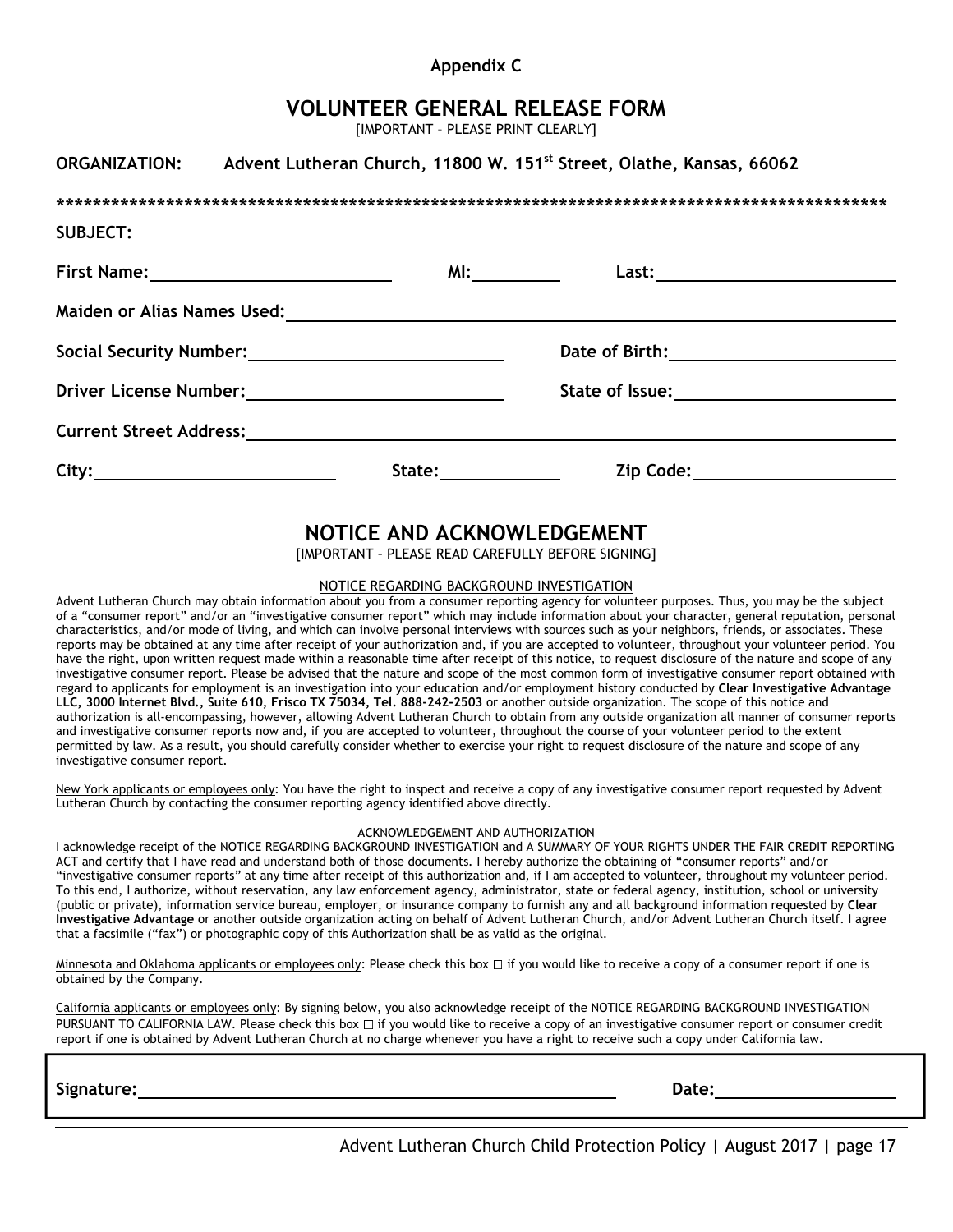**Appendix C**

# VOLUNTEER GENERAL RELEASE FORM

[IMPORTANT – PLEASE PRINT CLEARLY]

**ORGANIZATION:** **Advent Lutheran Church, 11800 W. 151st Street, Olathe, Kansas, 66062**

***********************************************************************************************

**SUBJECT:**

**First Name:** ____________________ **MI:** ________ **Last:** ____________________

**Maiden or Alias Names Used:** ________________________________________

**Social Security Number:** ____________________ **Date of Birth:** ____________________

**Driver License Number:** ____________________ **State of Issue:** ____________________

**Current Street Address:** ________________________________________

**City:** ____________________ **State:** ________ **Zip Code:** ____________________

## NOTICE AND ACKNOWLEDGEMENT

[IMPORTANT – PLEASE READ CAREFULLY BEFORE SIGNING]

NOTICE REGARDING BACKGROUND INVESTIGATION

Advent Lutheran Church may obtain information about you from a consumer reporting agency for volunteer purposes. Thus, you may be the subject of a "consumer report" and/or an "investigative consumer report" which may include information about your character, general reputation, personal characteristics, and/or mode of living, and which can involve personal interviews with sources such as your neighbors, friends, or associates. These reports may be obtained at any time after receipt of your authorization and, if you are accepted to volunteer, throughout your volunteer period. You have the right, upon written request made within a reasonable time after receipt of this notice, to request disclosure of the nature and scope of any investigative consumer report. Please be advised that the nature and scope of the most common form of investigative consumer report obtained with regard to applicants for employment is an investigation into your education and/or employment history conducted by **Clear Investigative Advantage LLC, 3000 Internet Blvd., Suite 610, Frisco TX 75034, Tel. 888-242-2503** or another outside organization. The scope of this notice and authorization is all-encompassing, however, allowing Advent Lutheran Church to obtain from any outside organization all manner of consumer reports and investigative consumer reports now and, if you are accepted to volunteer, throughout the course of your volunteer period to the extent permitted by law. As a result, you should carefully consider whether to exercise your right to request disclosure of the nature and scope of any investigative consumer report.

New York applicants or employees only: You have the right to inspect and receive a copy of any investigative consumer report requested by Advent Lutheran Church by contacting the consumer reporting agency identified above directly.

ACKNOWLEDGEMENT AND AUTHORIZATION

I acknowledge receipt of the NOTICE REGARDING BACKGROUND INVESTIGATION and A SUMMARY OF YOUR RIGHTS UNDER THE FAIR CREDIT REPORTING ACT and certify that I have read and understand both of those documents. I hereby authorize the obtaining of "consumer reports" and/or "investigative consumer reports" at any time after receipt of this authorization and, if I am accepted to volunteer, throughout my volunteer period. To this end, I authorize, without reservation, any law enforcement agency, administrator, state or federal agency, institution, school or university (public or private), information service bureau, employer, or insurance company to furnish any and all background information requested by **Clear Investigative Advantage** or another outside organization acting on behalf of Advent Lutheran Church, and/or Advent Lutheran Church itself. I agree that a facsimile ("fax") or photographic copy of this Authorization shall be as valid as the original.

Minnesota and Oklahoma applicants or employees only: Please check this box ☐ if you would like to receive a copy of a consumer report if one is obtained by the Company.

California applicants or employees only: By signing below, you also acknowledge receipt of the NOTICE REGARDING BACKGROUND INVESTIGATION PURSUANT TO CALIFORNIA LAW. Please check this box ☐ if you would like to receive a copy of an investigative consumer report or consumer credit report if one is obtained by Advent Lutheran Church at no charge whenever you have a right to receive such a copy under California law.

**Signature:** ________________________________________ **Date:** ____________________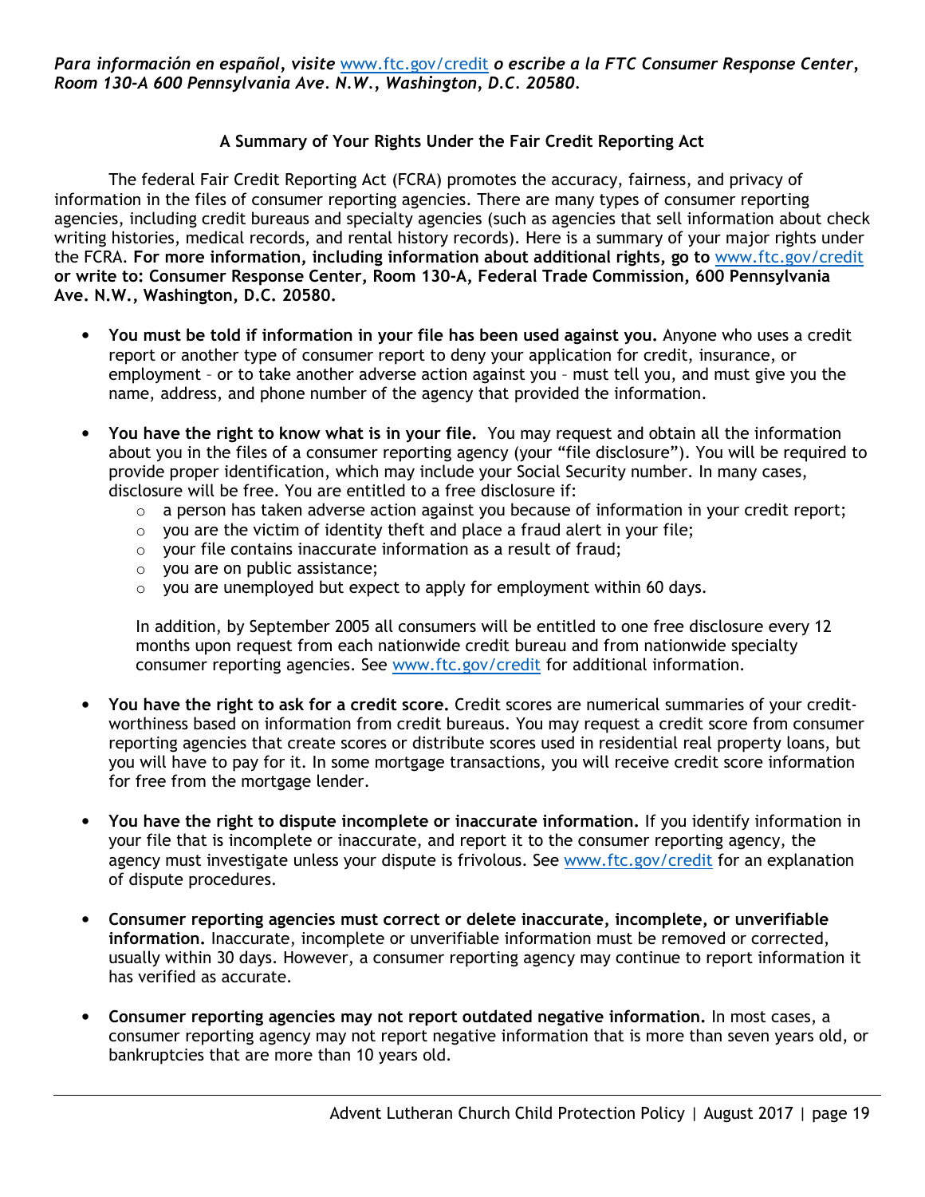***Para información en español, visite*** [www.ftc.gov/credit](http://www.ftc.gov/credit) ***o escribe a la FTC Consumer Response Center, Room 130-A 600 Pennsylvania Ave. N.W., Washington, D.C. 20580.***

**A Summary of Your Rights Under the Fair Credit Reporting Act**

The federal Fair Credit Reporting Act (FCRA) promotes the accuracy, fairness, and privacy of information in the files of consumer reporting agencies. There are many types of consumer reporting agencies, including credit bureaus and specialty agencies (such as agencies that sell information about check writing histories, medical records, and rental history records). Here is a summary of your major rights under the FCRA. **For more information, including information about additional rights, go to** [www.ftc.gov/credit](http://www.ftc.gov/credit) **or write to: Consumer Response Center, Room 130-A, Federal Trade Commission, 600 Pennsylvania Ave. N.W., Washington, D.C. 20580.**

- **You must be told if information in your file has been used against you.** Anyone who uses a credit report or another type of consumer report to deny your application for credit, insurance, or employment – or to take another adverse action against you – must tell you, and must give you the name, address, and phone number of the agency that provided the information.

- **You have the right to know what is in your file.** You may request and obtain all the information about you in the files of a consumer reporting agency (your "file disclosure"). You will be required to provide proper identification, which may include your Social Security number. In many cases, disclosure will be free. You are entitled to a free disclosure if:
  - a person has taken adverse action against you because of information in your credit report;
  - you are the victim of identity theft and place a fraud alert in your file;
  - your file contains inaccurate information as a result of fraud;
  - you are on public assistance;
  - you are unemployed but expect to apply for employment within 60 days.

  In addition, by September 2005 all consumers will be entitled to one free disclosure every 12 months upon request from each nationwide credit bureau and from nationwide specialty consumer reporting agencies. See [www.ftc.gov/credit](http://www.ftc.gov/credit) for additional information.

- **You have the right to ask for a credit score.** Credit scores are numerical summaries of your credit-worthiness based on information from credit bureaus. You may request a credit score from consumer reporting agencies that create scores or distribute scores used in residential real property loans, but you will have to pay for it. In some mortgage transactions, you will receive credit score information for free from the mortgage lender.

- **You have the right to dispute incomplete or inaccurate information.** If you identify information in your file that is incomplete or inaccurate, and report it to the consumer reporting agency, the agency must investigate unless your dispute is frivolous. See [www.ftc.gov/credit](http://www.ftc.gov/credit) for an explanation of dispute procedures.

- **Consumer reporting agencies must correct or delete inaccurate, incomplete, or unverifiable information.** Inaccurate, incomplete or unverifiable information must be removed or corrected, usually within 30 days. However, a consumer reporting agency may continue to report information it has verified as accurate.

- **Consumer reporting agencies may not report outdated negative information.** In most cases, a consumer reporting agency may not report negative information that is more than seven years old, or bankruptcies that are more than 10 years old.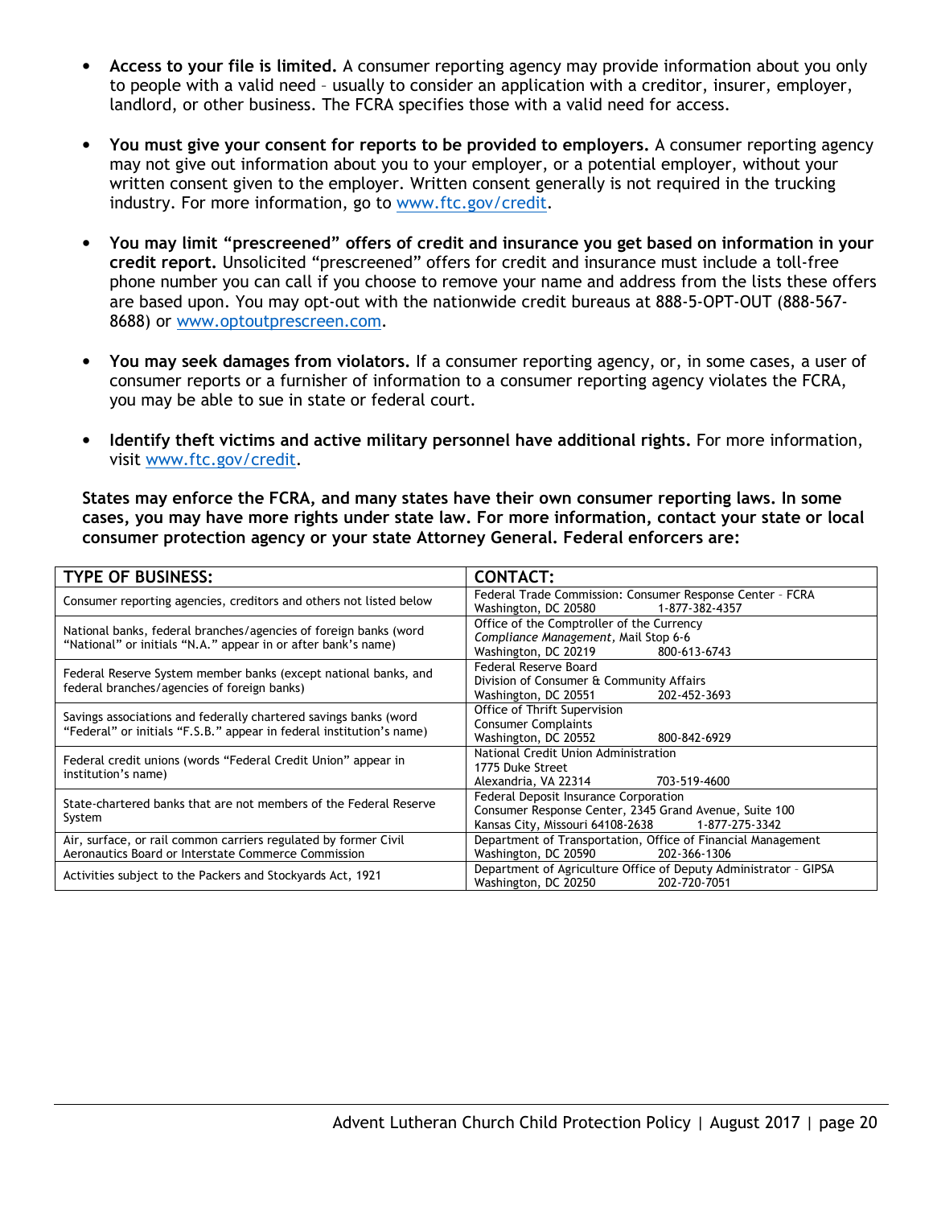- **Access to your file is limited.** A consumer reporting agency may provide information about you only to people with a valid need – usually to consider an application with a creditor, insurer, employer, landlord, or other business. The FCRA specifies those with a valid need for access.

- **You must give your consent for reports to be provided to employers.** A consumer reporting agency may not give out information about you to your employer, or a potential employer, without your written consent given to the employer. Written consent generally is not required in the trucking industry. For more information, go to www.ftc.gov/credit.

- **You may limit "prescreened" offers of credit and insurance you get based on information in your credit report.** Unsolicited "prescreened" offers for credit and insurance must include a toll-free phone number you can call if you choose to remove your name and address from the lists these offers are based upon. You may opt-out with the nationwide credit bureaus at 888-5-OPT-OUT (888-567-8688) or www.optoutprescreen.com.

- **You may seek damages from violators.** If a consumer reporting agency, or, in some cases, a user of consumer reports or a furnisher of information to a consumer reporting agency violates the FCRA, you may be able to sue in state or federal court.

- **Identify theft victims and active military personnel have additional rights.** For more information, visit www.ftc.gov/credit.

**States may enforce the FCRA, and many states have their own consumer reporting laws. In some cases, you may have more rights under state law. For more information, contact your state or local consumer protection agency or your state Attorney General. Federal enforcers are:**

| TYPE OF BUSINESS: | CONTACT: |
|---|---|
| Consumer reporting agencies, creditors and others not listed below | Federal Trade Commission: Consumer Response Center – FCRA<br>Washington, DC 20580 1-877-382-4357 |
| National banks, federal branches/agencies of foreign banks (word "National" or initials "N.A." appear in or after bank's name) | Office of the Comptroller of the Currency<br>*Compliance Management*, Mail Stop 6-6<br>Washington, DC 20219 800-613-6743 |
| Federal Reserve System member banks (except national banks, and federal branches/agencies of foreign banks) | Federal Reserve Board<br>Division of Consumer & Community Affairs<br>Washington, DC 20551 202-452-3693 |
| Savings associations and federally chartered savings banks (word "Federal" or initials "F.S.B." appear in federal institution's name) | Office of Thrift Supervision<br>Consumer Complaints<br>Washington, DC 20552 800-842-6929 |
| Federal credit unions (words "Federal Credit Union" appear in institution's name) | National Credit Union Administration<br>1775 Duke Street<br>Alexandria, VA 22314 703-519-4600 |
| State-chartered banks that are not members of the Federal Reserve System | Federal Deposit Insurance Corporation<br>Consumer Response Center, 2345 Grand Avenue, Suite 100<br>Kansas City, Missouri 64108-2638 1-877-275-3342 |
| Air, surface, or rail common carriers regulated by former Civil Aeronautics Board or Interstate Commerce Commission | Department of Transportation, Office of Financial Management<br>Washington, DC 20590 202-366-1306 |
| Activities subject to the Packers and Stockyards Act, 1921 | Department of Agriculture Office of Deputy Administrator – GIPSA<br>Washington, DC 20250 202-720-7051 |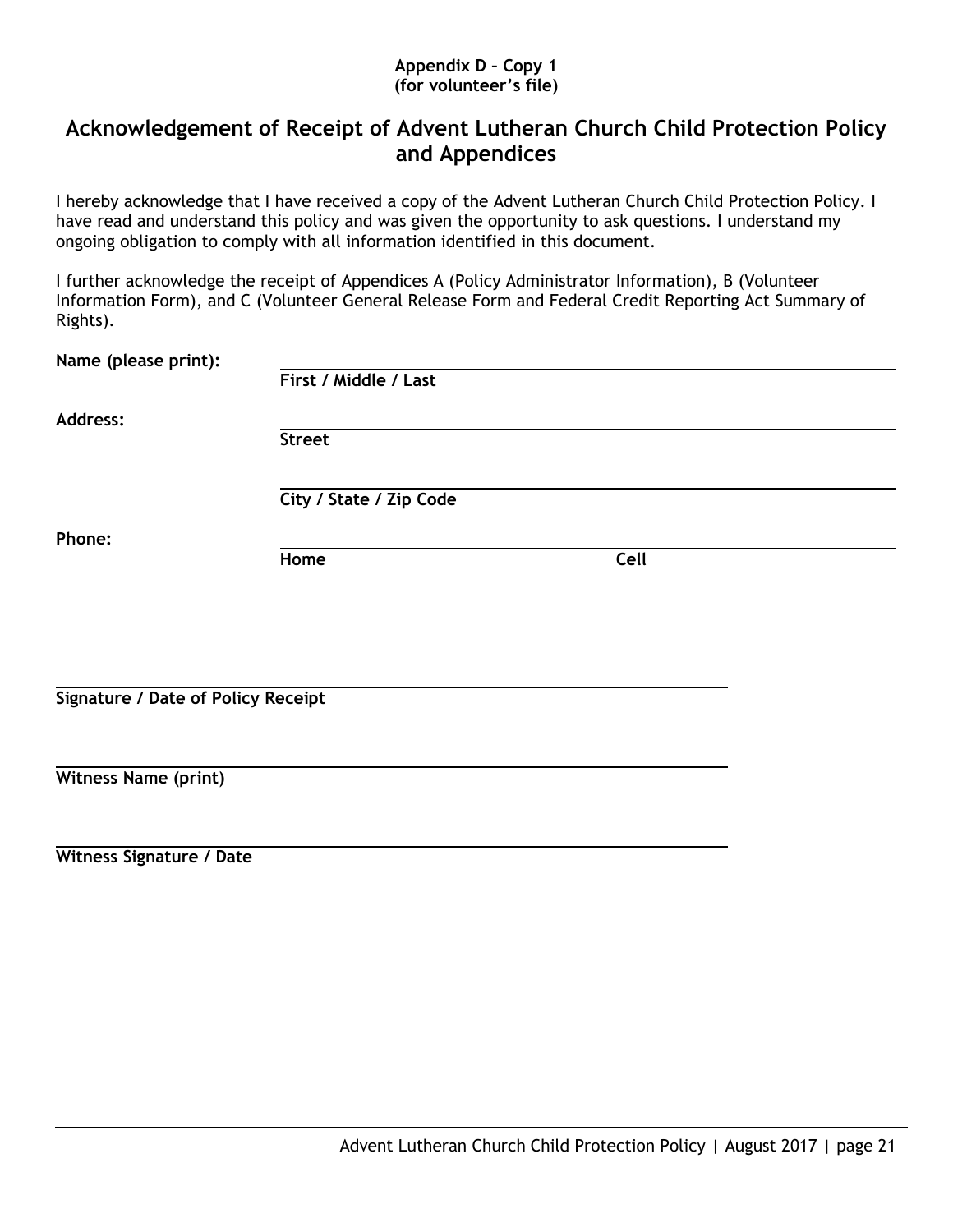**Appendix D – Copy 1**
**(for volunteer's file)**

## Acknowledgement of Receipt of Advent Lutheran Church Child Protection Policy and Appendices

I hereby acknowledge that I have received a copy of the Advent Lutheran Church Child Protection Policy. I have read and understand this policy and was given the opportunity to ask questions. I understand my ongoing obligation to comply with all information identified in this document.

I further acknowledge the receipt of Appendices A (Policy Administrator Information), B (Volunteer Information Form), and C (Volunteer General Release Form and Federal Credit Reporting Act Summary of Rights).

**Name (please print):** ______________________________________________
**First / Middle / Last**

**Address:** ______________________________________________
**Street**

______________________________________________
**City / State / Zip Code**

**Phone:** ______________________________________________
**Home** **Cell**

______________________________________________
**Signature / Date of Policy Receipt**

______________________________________________
**Witness Name (print)**

______________________________________________
**Witness Signature / Date**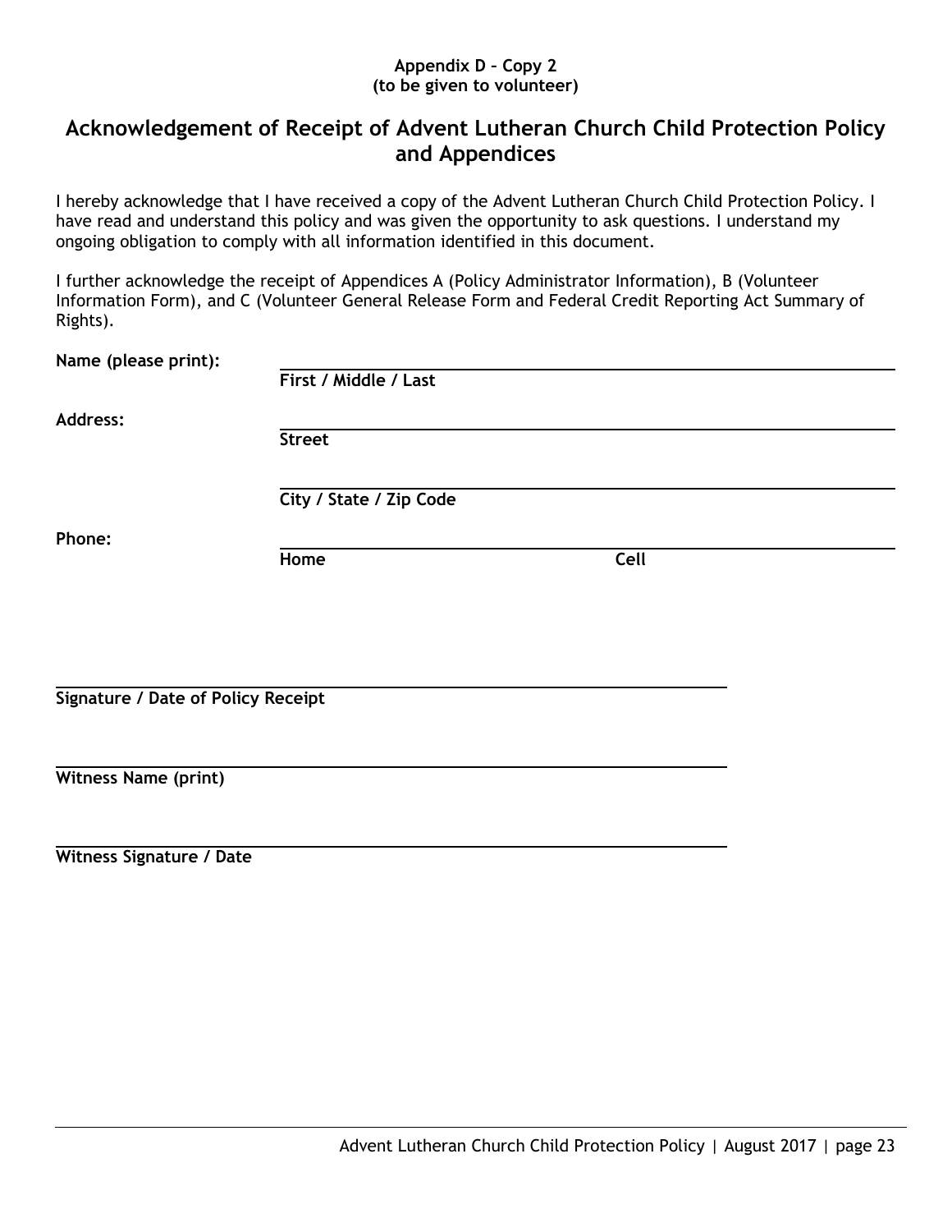**Appendix D – Copy 2**
**(to be given to volunteer)**

## Acknowledgement of Receipt of Advent Lutheran Church Child Protection Policy and Appendices

I hereby acknowledge that I have received a copy of the Advent Lutheran Church Child Protection Policy. I have read and understand this policy and was given the opportunity to ask questions. I understand my ongoing obligation to comply with all information identified in this document.

I further acknowledge the receipt of Appendices A (Policy Administrator Information), B (Volunteer Information Form), and C (Volunteer General Release Form and Federal Credit Reporting Act Summary of Rights).

**Name (please print):** ______________________________________________
**First / Middle / Last**

**Address:** ______________________________________________
**Street**

______________________________________________
**City / State / Zip Code**

**Phone:** ______________________________________________
**Home** **Cell**

______________________________________________
**Signature / Date of Policy Receipt**

______________________________________________
**Witness Name (print)**

______________________________________________
**Witness Signature / Date**